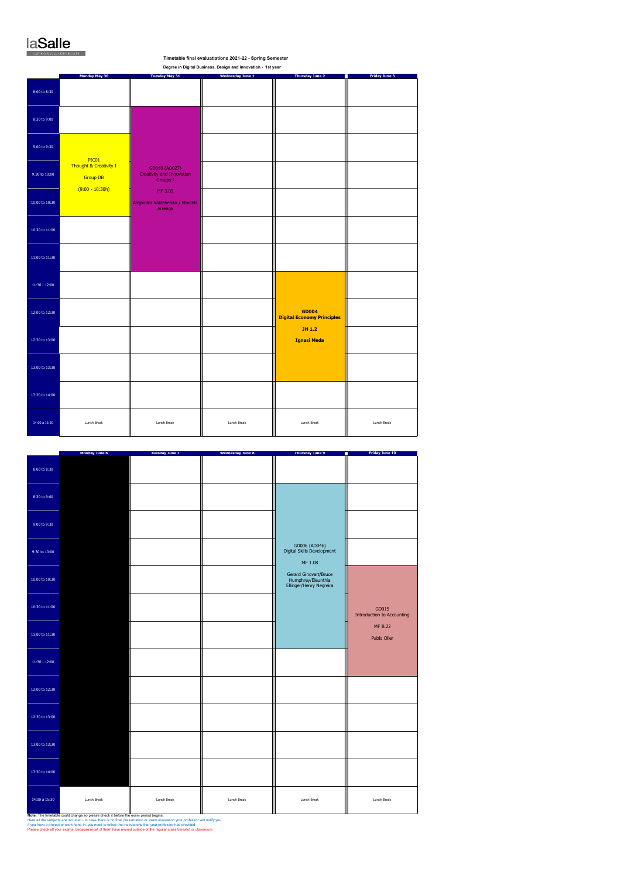laSalle

RAMON LLULL UNIVERSITY

**Timetable final evaluatiations 2021-22 - Spring Semester**

**Degree in Digital Business, Design and Innovation - 1st year**

| | Monday May 30 | Tuesday May 31 | Wednesday June 1 | Thursday June 2 | Friday June 3 |
|---|---|---|---|---|---|
| 8:00 to 8:30 | | | | | |
| 8:30 to 9:00 | | GD010 (AD027) Creativity and Innovation Groups F MF 3.09 Alejandro Valdebenito / Marcela Arreaga | | | |
| 9:00 to 9:30 | PIC01 Thought & Creativity I Group DB (9:00 - 10:30h) | | | | |
| 9:30 to 10:00 | | | | | |
| 10:00 to 10:30 | | | | | |
| 10:30 to 11:00 | | | | | |
| 11:00 to 11:30 | | | | | |
| 11:30 - 12:00 | | | | **GD004 Digital Economy Principles JH 1.2 Ignasi Meda** | |
| 12:00 to 12:30 | | | | | |
| 12:30 to 13:00 | | | | | |
| 13:00 to 13:30 | | | | | |
| 13:30 to 14:00 | | | | | |
| 14:00 a 15:30 | Lunch Break | Lunch Break | Lunch Break | Lunch Break | Lunch Break |

| | Monday June 6 | Tuesday June 7 | Wednesday June 8 | Thursday June 9 | Friday June 10 |
|---|---|---|---|---|---|
| 8:00 to 8:30 | | | | | |
| 8:30 to 9:00 | | | | GD006 (AD046) Digital Skills Development MF 1.08 Gerard Ginovart/Bruce Humphrey/Eleunthia Ellinger/Henry Negreira | |
| 9:00 to 9:30 | | | | | |
| 9:30 to 10:00 | | | | | |
| 10:00 to 10:30 | | | | | GD015 Introduction to Accounting MF B.22 Pablo Oller |
| 10:30 to 11:00 | | | | | |
| 11:00 to 11:30 | | | | | |
| 11:30 - 12:00 | | | | | |
| 12:00 to 12:30 | | | | | |
| 12:30 to 13:00 | | | | | |
| 13:00 to 13:30 | | | | | |
| 13:30 to 14:00 | | | | | |
| 14:00 a 15:30 | Lunch Break | Lunch Break | Lunch Break | Lunch Break | Lunch Break |

**Note:** The timetable could change so please check it before the exam period begins.
Here all the subjects are included - in case there is no final presentation or exam evaluation your professor will notify you.
If you have a project or work hand-in, you need to follow the instructions that your professor has provided.
Please check all your exams, because most of them have moved outside of the regular class timeslot or classroom.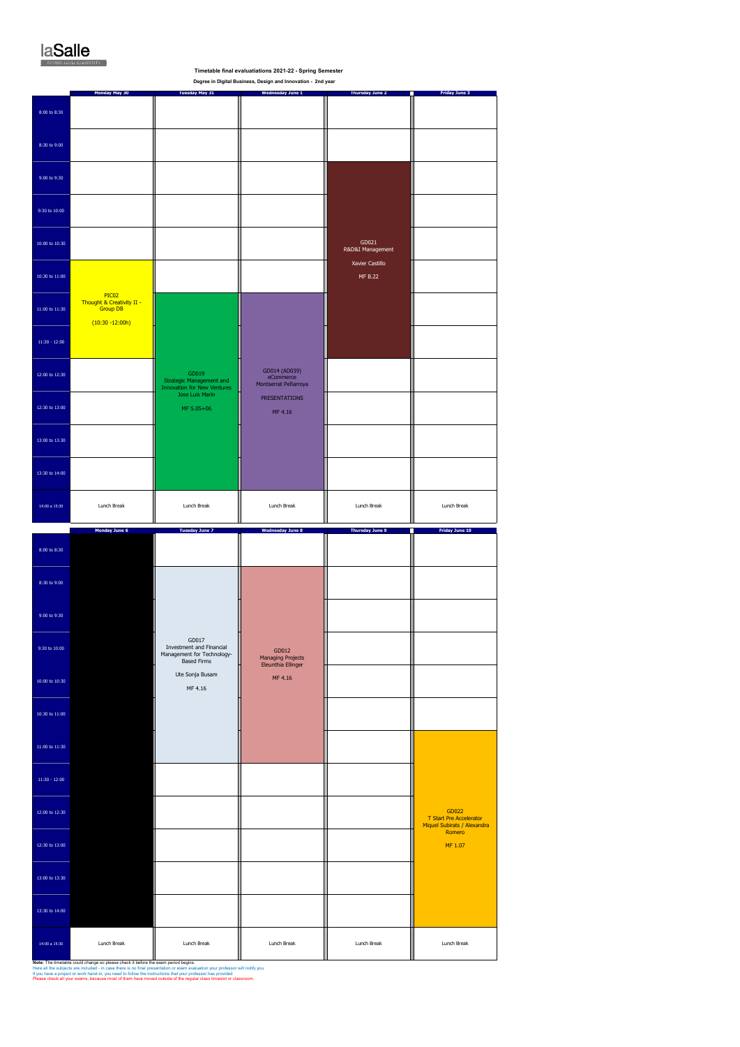laSalle

**Timetable final evaluatiations 2021-22 - Spring Semester**

**Degree in Digital Business, Design and Innovation - 2nd year**

| | Monday May 30 | Tuesday May 31 | Wednesday June 1 | Thursday June 2 | Friday June 3 |
|---|---|---|---|---|---|
| 8:00 to 8:30 | | | | | |
| 8:30 to 9:00 | | | | | |
| 9:00 to 9:30 | | | | GD021 R&D&I Management Xavier Castillo MF B.22 | |
| 9:30 to 10:00 | | | | | |
| 10:00 to 10:30 | | | | | |
| 10:30 to 11:00 | PIC02 Thought & Creativity II - Group DB (10:30 -12:00h) | | | | |
| 11:00 to 11:30 | | GD019 Strategic Management and Innovation for New Ventures Jose Luis Marin MF 5.05+06 | GD014 (AD039) eCommerce Montserrat Peñarroya PRESENTATIONS MF 4.16 | | |
| 11:30 - 12:00 | | | | | |
| 12:00 to 12:30 | | | | | |
| 12:30 to 13:00 | | | | | |
| 13:00 to 13:30 | | | | | |
| 13:30 to 14:00 | | | | | |
| 14:00 a 15:30 | Lunch Break | Lunch Break | Lunch Break | Lunch Break | Lunch Break |

| | Monday June 6 | Tuesday June 7 | Wednesday June 8 | Thursday June 9 | Friday June 10 |
|---|---|---|---|---|---|
| 8:00 to 8:30 | | | | | |
| 8:30 to 9:00 | | GD017 Investment and Financial Management for Technology-Based Firms Ute Sonja Busam MF 4.16 | GD012 Managing Projects Eleunthia Ellinger MF 4.16 | | |
| 9:00 to 9:30 | | | | | |
| 9:30 to 10:00 | | | | | |
| 10:00 to 10:30 | | | | | |
| 10:30 to 11:00 | | | | | |
| 11:00 to 11:30 | | | | | GD022 T Start Pre Accelerator Miquel Subirats / Alexandra Romero MF 1.07 |
| 11:30 - 12:00 | | | | | |
| 12:00 to 12:30 | | | | | |
| 12:30 to 13:00 | | | | | |
| 13:00 to 13:30 | | | | | |
| 13:30 to 14:00 | | | | | |
| 14:00 a 15:30 | Lunch Break | Lunch Break | Lunch Break | Lunch Break | Lunch Break |

**Note:** The timetable could change so please check it before the exam period begins.
Here all the subjects are included - in case there is no final presentation or exam evaluation your professor will notify you.
If you have a project or work hand-in, you need to follow the instructions that your professor has provided.
Please check all your exams, because most of them have moved outside of the regular class timeslot or classroom.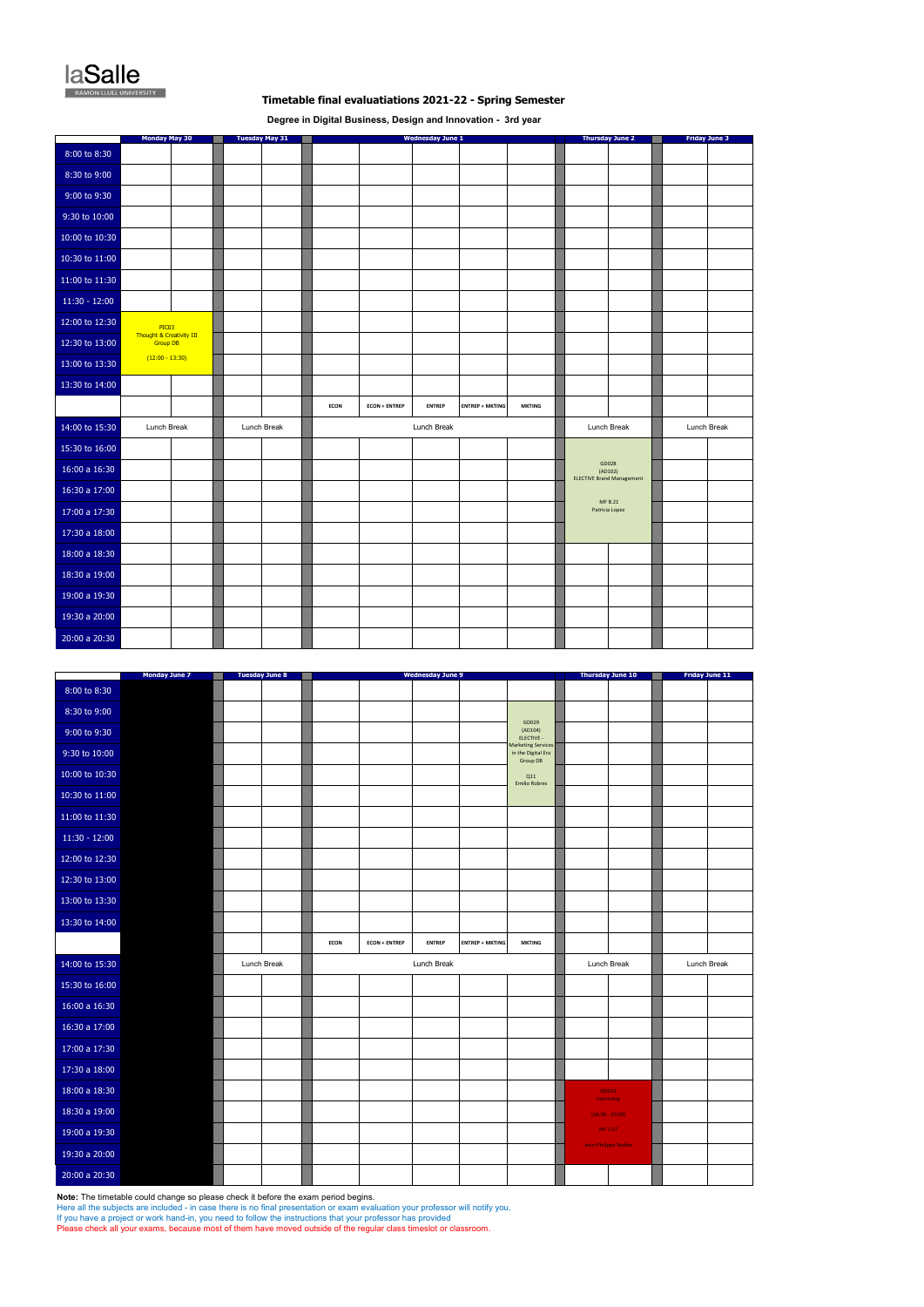# Timetable final evaluatiations 2021-22 - Spring Semester

**Degree in Digital Business, Design and Innovation - 3rd year**

| | Monday May 30 | | | Tuesday May 31 | | | Wednesday June 1 | | | | | | Thursday June 2 | | | Friday June 3 | |
|---|---|---|---|---|---|---|---|---|---|---|---|---|---|---|---|---|---|
| 8:00 to 8:30 | | | | | | | | | | | | | | | | | |
| 8:30 to 9:00 | | | | | | | | | | | | | | | | | |
| 9:00 to 9:30 | | | | | | | | | | | | | | | | | |
| 9:30 to 10:00 | | | | | | | | | | | | | | | | | |
| 10:00 to 10:30 | | | | | | | | | | | | | | | | | |
| 10:30 to 11:00 | | | | | | | | | | | | | | | | | |
| 11:00 to 11:30 | | | | | | | | | | | | | | | | | |
| 11:30 - 12:00 | | | | | | | | | | | | | | | | | |
| 12:00 to 12:30 | PIC03 Thought & Creativity III Group DB (12:00 - 13:30) | | | | | | | | | | | | | | | | |
| 12:30 to 13:00 | | | | | | | | | | | | | | | | | |
| 13:00 to 13:30 | | | | | | | | | | | | | | | | | |
| 13:30 to 14:00 | | | | | | | | | | | | | | | | | |
| | | | | | | | ECON | ECON + ENTREP | ENTREP | ENTREP + MKTING | MKTING | | | | | | |
| 14:00 to 15:30 | Lunch Break | | | Lunch Break | | | Lunch Break | | | | | | Lunch Break | | | Lunch Break | |
| 15:30 to 16:00 | | | | | | | | | | | | | GD028 (AD102) ELECTIVE Brand Management MF B.21 Patricia Lopez | | | | |
| 16:00 a 16:30 | | | | | | | | | | | | | | | | | |
| 16:30 a 17:00 | | | | | | | | | | | | | | | | | |
| 17:00 a 17:30 | | | | | | | | | | | | | | | | | |
| 17:30 a 18:00 | | | | | | | | | | | | | | | | | |
| 18:00 a 18:30 | | | | | | | | | | | | | | | | | |
| 18:30 a 19:00 | | | | | | | | | | | | | | | | | |
| 19:00 a 19:30 | | | | | | | | | | | | | | | | | |
| 19:30 a 20:00 | | | | | | | | | | | | | | | | | |
| 20:00 a 20:30 | | | | | | | | | | | | | | | | | |

| | Monday June 7 | | | Tuesday June 8 | | | Wednesday June 9 | | | | | | Thursday June 10 | | | Friday June 11 | |
|---|---|---|---|---|---|---|---|---|---|---|---|---|---|---|---|---|---|
| 8:00 to 8:30 | | | | | | | | | | | | | | | | | |
| 8:30 to 9:00 | | | | | | | | | | | GD029 (AD104) ELECTIVE - Marketing Services in the Digital Era Group DB Q11 Emilio Robres | | | | | | |
| 9:00 to 9:30 | | | | | | | | | | | | | | | | | |
| 9:30 to 10:00 | | | | | | | | | | | | | | | | | |
| 10:00 to 10:30 | | | | | | | | | | | | | | | | | |
| 10:30 to 11:00 | | | | | | | | | | | | | | | | | |
| 11:00 to 11:30 | | | | | | | | | | | | | | | | | |
| 11:30 - 12:00 | | | | | | | | | | | | | | | | | |
| 12:00 to 12:30 | | | | | | | | | | | | | | | | | |
| 12:30 to 13:00 | | | | | | | | | | | | | | | | | |
| 13:00 to 13:30 | | | | | | | | | | | | | | | | | |
| 13:30 to 14:00 | | | | | | | | | | | | | | | | | |
| | | | | | | | ECON | ECON + ENTREP | ENTREP | ENTREP + MKTING | MKTING | | | | | | |
| 14:00 to 15:30 | | | | Lunch Break | | | Lunch Break | | | | | | Lunch Break | | | Lunch Break | |
| 15:30 to 16:00 | | | | | | | | | | | | | | | | | |
| 16:00 a 16:30 | | | | | | | | | | | | | | | | | |
| 16:30 a 17:00 | | | | | | | | | | | | | | | | | |
| 17:00 a 17:30 | | | | | | | | | | | | | | | | | |
| 17:30 a 18:00 | | | | | | | | | | | | | | | | | |
| 18:00 a 18:30 | | | | | | | | | | | | | GD017 Internship (18:00 - 20:00) MF C.07 Josep Pijoan Nadal | | | | |
| 18:30 a 19:00 | | | | | | | | | | | | | | | | | |
| 19:00 a 19:30 | | | | | | | | | | | | | | | | | |
| 19:30 a 20:00 | | | | | | | | | | | | | | | | | |
| 20:00 a 20:30 | | | | | | | | | | | | | | | | | |

**Note:** The timetable could change so please check it before the exam period begins.

Here all the subjects are included - in case there is no final presentation or exam evaluation your professor will notify you.

If you have a project or work hand-in, you need to follow the instructions that your professor has provided

Please check all your exams, because most of them have moved outside of the regular class timeslot or classroom.